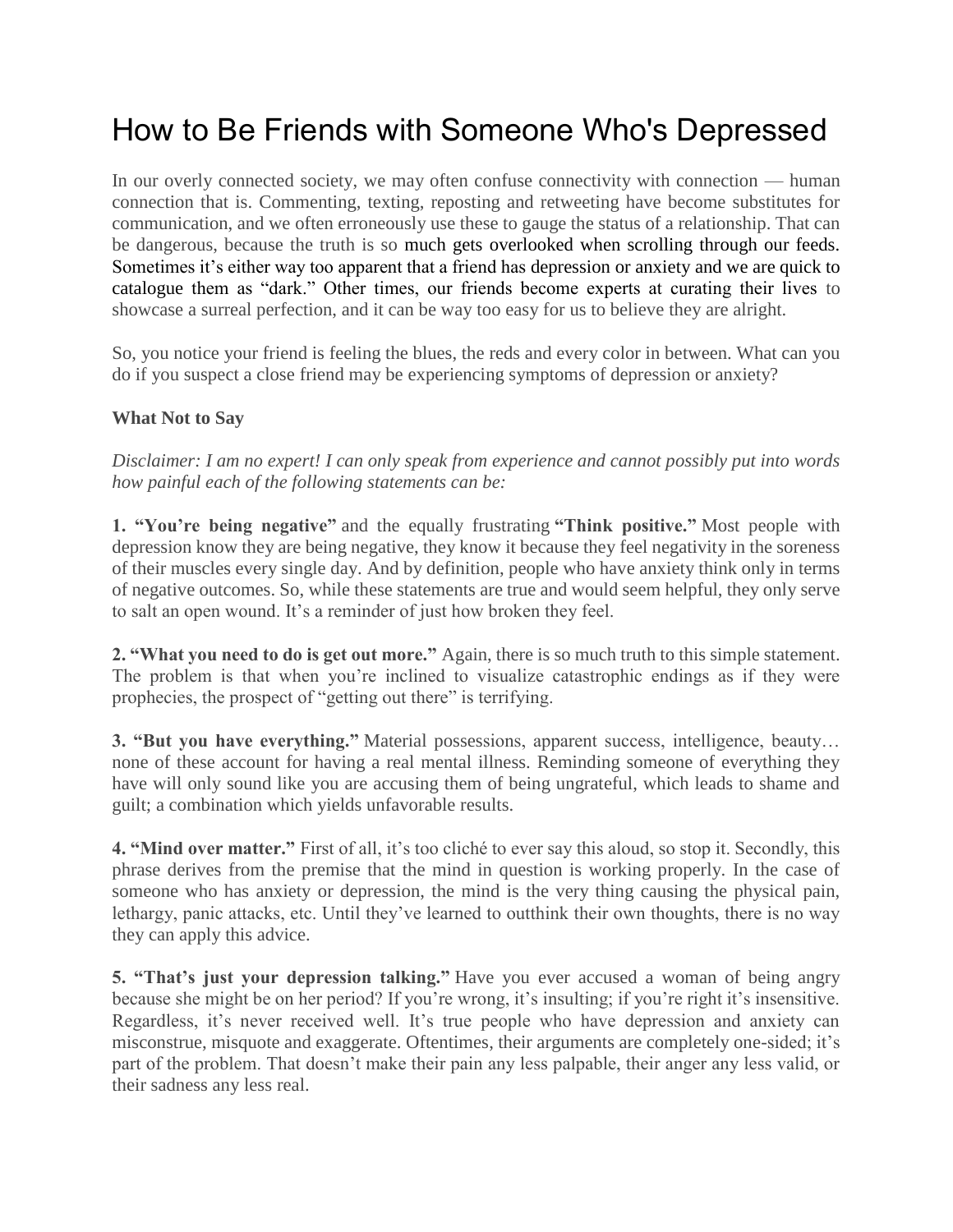# How to Be Friends with Someone Who's Depressed

In our overly connected society, we may often confuse connectivity with connection — human connection that is. Commenting, texting, reposting and retweeting have become substitutes for communication, and we often erroneously use these to gauge the status of a relationship. That can be dangerous, because the truth is so much gets overlooked when scrolling through our feeds. Sometimes it's either way too apparent that a friend has depression or anxiety and we are quick to catalogue them as "dark." Other times, our friends become experts at curating their lives to showcase a surreal perfection, and it can be way too easy for us to believe they are alright.

So, you notice your friend is feeling the blues, the reds and every color in between. What can you do if you suspect a close friend may be experiencing symptoms of depression or anxiety?

**What Not to Say**

*Disclaimer: I am no expert! I can only speak from experience and cannot possibly put into words how painful each of the following statements can be:*

**1. "You're being negative"** and the equally frustrating **"Think positive."** Most people with depression know they are being negative, they know it because they feel negativity in the soreness of their muscles every single day. And by definition, people who have anxiety think only in terms of negative outcomes. So, while these statements are true and would seem helpful, they only serve to salt an open wound. It's a reminder of just how broken they feel.

**2. "What you need to do is get out more."** Again, there is so much truth to this simple statement. The problem is that when you're inclined to visualize catastrophic endings as if they were prophecies, the prospect of "getting out there" is terrifying.

**3. "But you have everything."** Material possessions, apparent success, intelligence, beauty… none of these account for having a real mental illness. Reminding someone of everything they have will only sound like you are accusing them of being ungrateful, which leads to shame and guilt; a combination which yields unfavorable results.

**4. "Mind over matter."** First of all, it's too cliché to ever say this aloud, so stop it. Secondly, this phrase derives from the premise that the mind in question is working properly. In the case of someone who has anxiety or depression, the mind is the very thing causing the physical pain, lethargy, panic attacks, etc. Until they've learned to outthink their own thoughts, there is no way they can apply this advice.

**5. "That's just your depression talking."** Have you ever accused a woman of being angry because she might be on her period? If you're wrong, it's insulting; if you're right it's insensitive. Regardless, it's never received well. It's true people who have depression and anxiety can misconstrue, misquote and exaggerate. Oftentimes, their arguments are completely one-sided; it's part of the problem. That doesn't make their pain any less palpable, their anger any less valid, or their sadness any less real.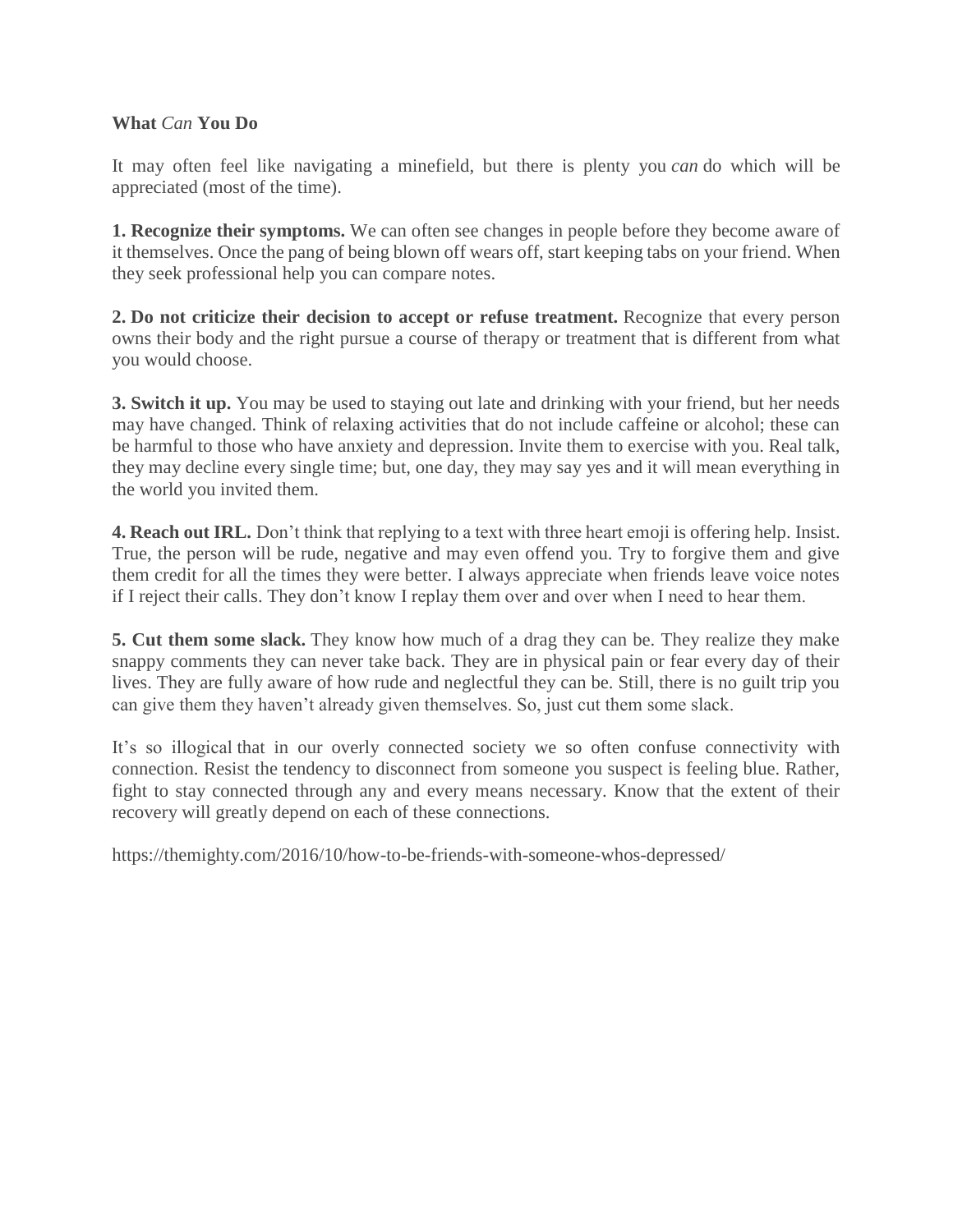**What *Can* You Do**

It may often feel like navigating a minefield, but there is plenty you *can* do which will be appreciated (most of the time).

**1. Recognize their symptoms.** We can often see changes in people before they become aware of it themselves. Once the pang of being blown off wears off, start keeping tabs on your friend. When they seek professional help you can compare notes.

**2. Do not criticize their decision to accept or refuse treatment.** Recognize that every person owns their body and the right pursue a course of therapy or treatment that is different from what you would choose.

**3. Switch it up.** You may be used to staying out late and drinking with your friend, but her needs may have changed. Think of relaxing activities that do not include caffeine or alcohol; these can be harmful to those who have anxiety and depression. Invite them to exercise with you. Real talk, they may decline every single time; but, one day, they may say yes and it will mean everything in the world you invited them.

**4. Reach out IRL.** Don't think that replying to a text with three heart emoji is offering help. Insist. True, the person will be rude, negative and may even offend you. Try to forgive them and give them credit for all the times they were better. I always appreciate when friends leave voice notes if I reject their calls. They don't know I replay them over and over when I need to hear them.

**5. Cut them some slack.** They know how much of a drag they can be. They realize they make snappy comments they can never take back. They are in physical pain or fear every day of their lives. They are fully aware of how rude and neglectful they can be. Still, there is no guilt trip you can give them they haven't already given themselves. So, just cut them some slack.

It's so illogical that in our overly connected society we so often confuse connectivity with connection. Resist the tendency to disconnect from someone you suspect is feeling blue. Rather, fight to stay connected through any and every means necessary. Know that the extent of their recovery will greatly depend on each of these connections.

https://themighty.com/2016/10/how-to-be-friends-with-someone-whos-depressed/